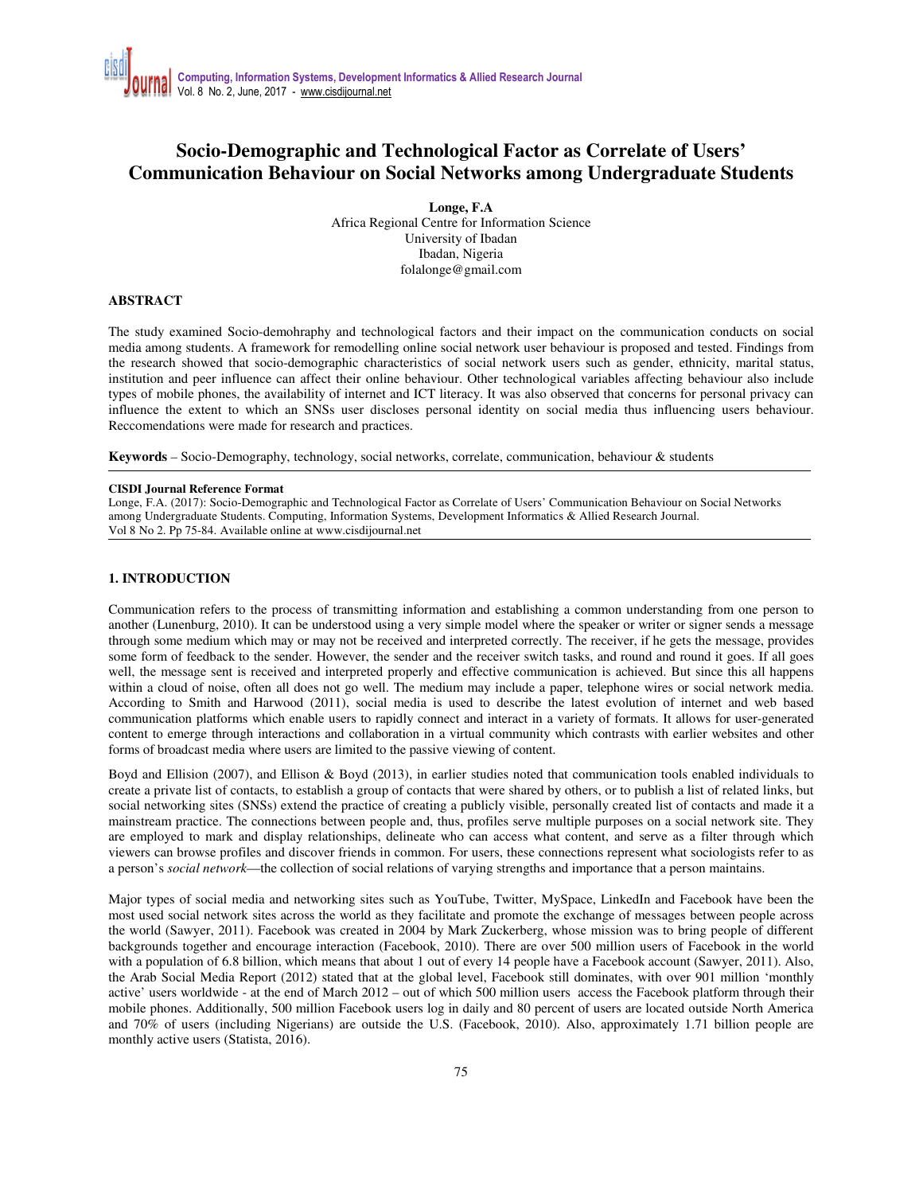# Socio-Demographic and Technological Factor as Correlate of Users' Communication Behaviour on Social Networks among Undergraduate Students

**Longe, F.A**
Africa Regional Centre for Information Science
University of Ibadan
Ibadan, Nigeria
folalonge@gmail.com

## ABSTRACT

The study examined Socio-demohraphy and technological factors and their impact on the communication conducts on social media among students. A framework for remodelling online social network user behaviour is proposed and tested. Findings from the research showed that socio-demographic characteristics of social network users such as gender, ethnicity, marital status, institution and peer influence can affect their online behaviour. Other technological variables affecting behaviour also include types of mobile phones, the availability of internet and ICT literacy. It was also observed that concerns for personal privacy can influence the extent to which an SNSs user discloses personal identity on social media thus influencing users behaviour. Reccomendations were made for research and practices.

**Keywords** – Socio-Demography, technology, social networks, correlate, communication, behaviour & students

**CISDI Journal Reference Format**
Longe, F.A. (2017): Socio-Demographic and Technological Factor as Correlate of Users' Communication Behaviour on Social Networks among Undergraduate Students. Computing, Information Systems, Development Informatics & Allied Research Journal. Vol 8 No 2. Pp 75-84. Available online at www.cisdijournal.net

## 1. INTRODUCTION

Communication refers to the process of transmitting information and establishing a common understanding from one person to another (Lunenburg, 2010). It can be understood using a very simple model where the speaker or writer or signer sends a message through some medium which may or may not be received and interpreted correctly. The receiver, if he gets the message, provides some form of feedback to the sender. However, the sender and the receiver switch tasks, and round and round it goes. If all goes well, the message sent is received and interpreted properly and effective communication is achieved. But since this all happens within a cloud of noise, often all does not go well. The medium may include a paper, telephone wires or social network media. According to Smith and Harwood (2011), social media is used to describe the latest evolution of internet and web based communication platforms which enable users to rapidly connect and interact in a variety of formats. It allows for user-generated content to emerge through interactions and collaboration in a virtual community which contrasts with earlier websites and other forms of broadcast media where users are limited to the passive viewing of content.

Boyd and Ellision (2007), and Ellison & Boyd (2013), in earlier studies noted that communication tools enabled individuals to create a private list of contacts, to establish a group of contacts that were shared by others, or to publish a list of related links, but social networking sites (SNSs) extend the practice of creating a publicly visible, personally created list of contacts and made it a mainstream practice. The connections between people and, thus, profiles serve multiple purposes on a social network site. They are employed to mark and display relationships, delineate who can access what content, and serve as a filter through which viewers can browse profiles and discover friends in common. For users, these connections represent what sociologists refer to as a person's *social network*—the collection of social relations of varying strengths and importance that a person maintains.

Major types of social media and networking sites such as YouTube, Twitter, MySpace, LinkedIn and Facebook have been the most used social network sites across the world as they facilitate and promote the exchange of messages between people across the world (Sawyer, 2011). Facebook was created in 2004 by Mark Zuckerberg, whose mission was to bring people of different backgrounds together and encourage interaction (Facebook, 2010). There are over 500 million users of Facebook in the world with a population of 6.8 billion, which means that about 1 out of every 14 people have a Facebook account (Sawyer, 2011). Also, the Arab Social Media Report (2012) stated that at the global level, Facebook still dominates, with over 901 million 'monthly active' users worldwide - at the end of March 2012 – out of which 500 million users access the Facebook platform through their mobile phones. Additionally, 500 million Facebook users log in daily and 80 percent of users are located outside North America and 70% of users (including Nigerians) are outside the U.S. (Facebook, 2010). Also, approximately 1.71 billion people are monthly active users (Statista, 2016).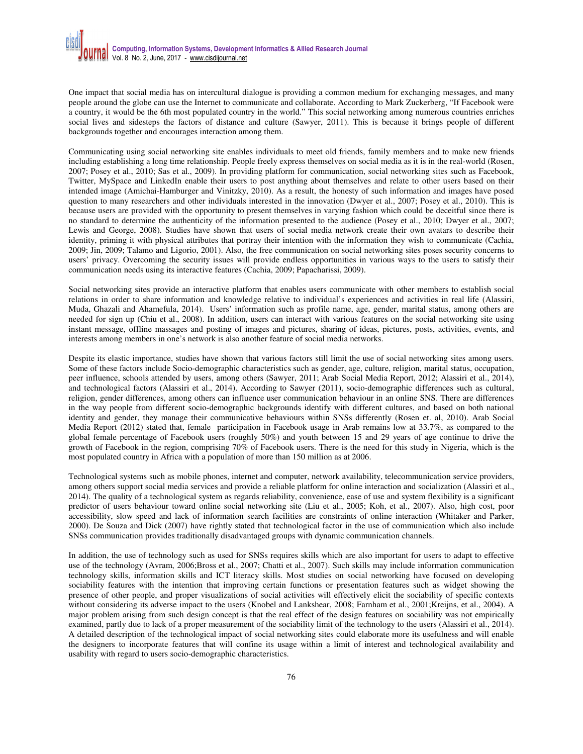One impact that social media has on intercultural dialogue is providing a common medium for exchanging messages, and many people around the globe can use the Internet to communicate and collaborate. According to Mark Zuckerberg, "If Facebook were a country, it would be the 6th most populated country in the world." This social networking among numerous countries enriches social lives and sidesteps the factors of distance and culture (Sawyer, 2011). This is because it brings people of different backgrounds together and encourages interaction among them.

Communicating using social networking site enables individuals to meet old friends, family members and to make new friends including establishing a long time relationship. People freely express themselves on social media as it is in the real-world (Rosen, 2007; Posey et al., 2010; Sas et al., 2009). In providing platform for communication, social networking sites such as Facebook, Twitter, MySpace and LinkedIn enable their users to post anything about themselves and relate to other users based on their intended image (Amichai-Hamburger and Vinitzky, 2010). As a result, the honesty of such information and images have posed question to many researchers and other individuals interested in the innovation (Dwyer et al., 2007; Posey et al., 2010). This is because users are provided with the opportunity to present themselves in varying fashion which could be deceitful since there is no standard to determine the authenticity of the information presented to the audience (Posey et al., 2010; Dwyer et al., 2007; Lewis and George, 2008). Studies have shown that users of social media network create their own avatars to describe their identity, priming it with physical attributes that portray their intention with the information they wish to communicate (Cachia, 2009; Jin, 2009; Talamo and Ligorio, 2001). Also, the free communication on social networking sites poses security concerns to users' privacy. Overcoming the security issues will provide endless opportunities in various ways to the users to satisfy their communication needs using its interactive features (Cachia, 2009; Papacharissi, 2009).

Social networking sites provide an interactive platform that enables users communicate with other members to establish social relations in order to share information and knowledge relative to individual's experiences and activities in real life (Alassiri, Muda, Ghazali and Ahamefula, 2014). Users' information such as profile name, age, gender, marital status, among others are needed for sign up (Chiu et al., 2008). In addition, users can interact with various features on the social networking site using instant message, offline massages and posting of images and pictures, sharing of ideas, pictures, posts, activities, events, and interests among members in one's network is also another feature of social media networks.

Despite its elastic importance, studies have shown that various factors still limit the use of social networking sites among users. Some of these factors include Socio-demographic characteristics such as gender, age, culture, religion, marital status, occupation, peer influence, schools attended by users, among others (Sawyer, 2011; Arab Social Media Report, 2012; Alassiri et al., 2014), and technological factors (Alassiri et al., 2014). According to Sawyer (2011), socio-demographic differences such as cultural, religion, gender differences, among others can influence user communication behaviour in an online SNS. There are differences in the way people from different socio-demographic backgrounds identify with different cultures, and based on both national identity and gender, they manage their communicative behaviours within SNSs differently (Rosen et. al, 2010). Arab Social Media Report (2012) stated that, female participation in Facebook usage in Arab remains low at 33.7%, as compared to the global female percentage of Facebook users (roughly 50%) and youth between 15 and 29 years of age continue to drive the growth of Facebook in the region, comprising 70% of Facebook users. There is the need for this study in Nigeria, which is the most populated country in Africa with a population of more than 150 million as at 2006.

Technological systems such as mobile phones, internet and computer, network availability, telecommunication service providers, among others support social media services and provide a reliable platform for online interaction and socialization (Alassiri et al., 2014). The quality of a technological system as regards reliability, convenience, ease of use and system flexibility is a significant predictor of users behaviour toward online social networking site (Liu et al., 2005; Koh, et al., 2007). Also, high cost, poor accessibility, slow speed and lack of information search facilities are constraints of online interaction (Whitaker and Parker, 2000). De Souza and Dick (2007) have rightly stated that technological factor in the use of communication which also include SNSs communication provides traditionally disadvantaged groups with dynamic communication channels.

In addition, the use of technology such as used for SNSs requires skills which are also important for users to adapt to effective use of the technology (Avram, 2006;Bross et al., 2007; Chatti et al., 2007). Such skills may include information communication technology skills, information skills and ICT literacy skills. Most studies on social networking have focused on developing sociability features with the intention that improving certain functions or presentation features such as widget showing the presence of other people, and proper visualizations of social activities will effectively elicit the sociability of specific contexts without considering its adverse impact to the users (Knobel and Lankshear, 2008; Farnham et al., 2001;Kreijns, et al., 2004). A major problem arising from such design concept is that the real effect of the design features on sociability was not empirically examined, partly due to lack of a proper measurement of the sociability limit of the technology to the users (Alassiri et al., 2014). A detailed description of the technological impact of social networking sites could elaborate more its usefulness and will enable the designers to incorporate features that will confine its usage within a limit of interest and technological availability and usability with regard to users socio-demographic characteristics.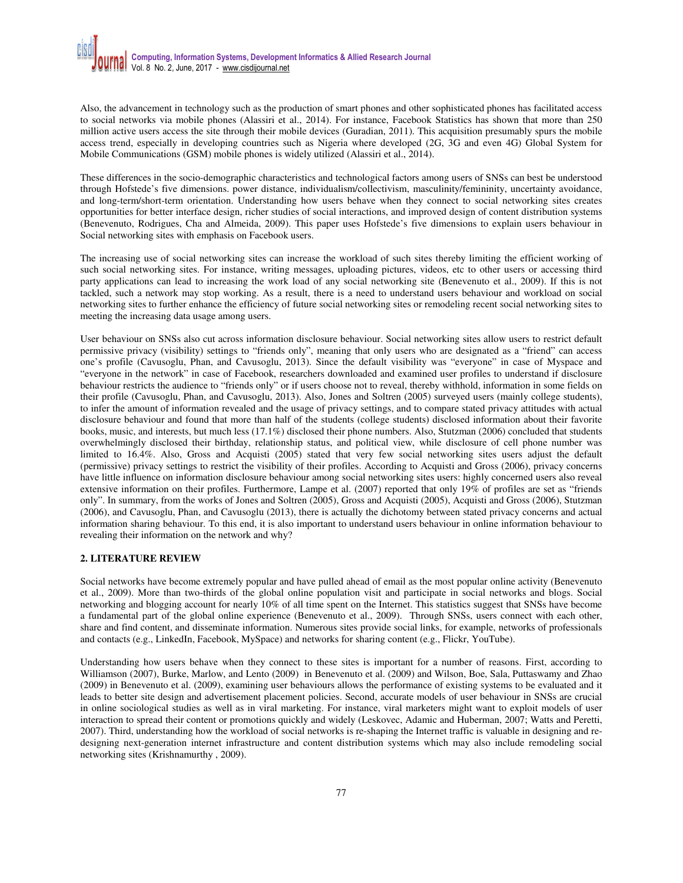Also, the advancement in technology such as the production of smart phones and other sophisticated phones has facilitated access to social networks via mobile phones (Alassiri et al., 2014). For instance, Facebook Statistics has shown that more than 250 million active users access the site through their mobile devices (Guradian, 2011). This acquisition presumably spurs the mobile access trend, especially in developing countries such as Nigeria where developed (2G, 3G and even 4G) Global System for Mobile Communications (GSM) mobile phones is widely utilized (Alassiri et al., 2014).

These differences in the socio-demographic characteristics and technological factors among users of SNSs can best be understood through Hofstede's five dimensions. power distance, individualism/collectivism, masculinity/femininity, uncertainty avoidance, and long-term/short-term orientation. Understanding how users behave when they connect to social networking sites creates opportunities for better interface design, richer studies of social interactions, and improved design of content distribution systems (Benevenuto, Rodrigues, Cha and Almeida, 2009). This paper uses Hofstede's five dimensions to explain users behaviour in Social networking sites with emphasis on Facebook users.

The increasing use of social networking sites can increase the workload of such sites thereby limiting the efficient working of such social networking sites. For instance, writing messages, uploading pictures, videos, etc to other users or accessing third party applications can lead to increasing the work load of any social networking site (Benevenuto et al., 2009). If this is not tackled, such a network may stop working. As a result, there is a need to understand users behaviour and workload on social networking sites to further enhance the efficiency of future social networking sites or remodeling recent social networking sites to meeting the increasing data usage among users.

User behaviour on SNSs also cut across information disclosure behaviour. Social networking sites allow users to restrict default permissive privacy (visibility) settings to "friends only", meaning that only users who are designated as a "friend" can access one's profile (Cavusoglu, Phan, and Cavusoglu, 2013). Since the default visibility was "everyone" in case of Myspace and "everyone in the network" in case of Facebook, researchers downloaded and examined user profiles to understand if disclosure behaviour restricts the audience to "friends only" or if users choose not to reveal, thereby withhold, information in some fields on their profile (Cavusoglu, Phan, and Cavusoglu, 2013). Also, Jones and Soltren (2005) surveyed users (mainly college students), to infer the amount of information revealed and the usage of privacy settings, and to compare stated privacy attitudes with actual disclosure behaviour and found that more than half of the students (college students) disclosed information about their favorite books, music, and interests, but much less (17.1%) disclosed their phone numbers. Also, Stutzman (2006) concluded that students overwhelmingly disclosed their birthday, relationship status, and political view, while disclosure of cell phone number was limited to 16.4%. Also, Gross and Acquisti (2005) stated that very few social networking sites users adjust the default (permissive) privacy settings to restrict the visibility of their profiles. According to Acquisti and Gross (2006), privacy concerns have little influence on information disclosure behaviour among social networking sites users: highly concerned users also reveal extensive information on their profiles. Furthermore, Lampe et al. (2007) reported that only 19% of profiles are set as "friends only". In summary, from the works of Jones and Soltren (2005), Gross and Acquisti (2005), Acquisti and Gross (2006), Stutzman (2006), and Cavusoglu, Phan, and Cavusoglu (2013), there is actually the dichotomy between stated privacy concerns and actual information sharing behaviour. To this end, it is also important to understand users behaviour in online information behaviour to revealing their information on the network and why?

## 2. LITERATURE REVIEW

Social networks have become extremely popular and have pulled ahead of email as the most popular online activity (Benevenuto et al., 2009). More than two-thirds of the global online population visit and participate in social networks and blogs. Social networking and blogging account for nearly 10% of all time spent on the Internet. This statistics suggest that SNSs have become a fundamental part of the global online experience (Benevenuto et al., 2009). Through SNSs, users connect with each other, share and find content, and disseminate information. Numerous sites provide social links, for example, networks of professionals and contacts (e.g., LinkedIn, Facebook, MySpace) and networks for sharing content (e.g., Flickr, YouTube).

Understanding how users behave when they connect to these sites is important for a number of reasons. First, according to Williamson (2007), Burke, Marlow, and Lento (2009) in Benevenuto et al. (2009) and Wilson, Boe, Sala, Puttaswamy and Zhao (2009) in Benevenuto et al. (2009), examining user behaviours allows the performance of existing systems to be evaluated and it leads to better site design and advertisement placement policies. Second, accurate models of user behaviour in SNSs are crucial in online sociological studies as well as in viral marketing. For instance, viral marketers might want to exploit models of user interaction to spread their content or promotions quickly and widely (Leskovec, Adamic and Huberman, 2007; Watts and Peretti, 2007). Third, understanding how the workload of social networks is re-shaping the Internet traffic is valuable in designing and re-designing next-generation internet infrastructure and content distribution systems which may also include remodeling social networking sites (Krishnamurthy , 2009).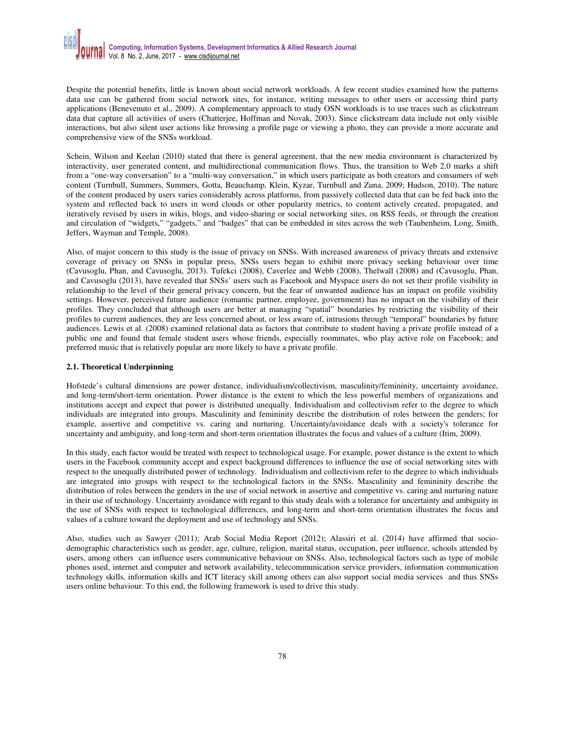Despite the potential benefits, little is known about social network workloads. A few recent studies examined how the patterns data use can be gathered from social network sites, for instance, writing messages to other users or accessing third party applications (Benevenuto et al., 2009). A complementary approach to study OSN workloads is to use traces such as clickstream data that capture all activities of users (Chatterjee, Hoffman and Novak, 2003). Since clickstream data include not only visible interactions, but also silent user actions like browsing a profile page or viewing a photo, they can provide a more accurate and comprehensive view of the SNSs workload.

Schein, Wilson and Keelan (2010) stated that there is general agreement, that the new media environment is characterized by interactivity, user generated content, and multidirectional communication flows. Thus, the transition to Web 2.0 marks a shift from a "one-way conversation" to a "multi-way conversation," in which users participate as both creators and consumers of web content (Turnbull, Summers, Summers, Gotta, Beauchamp, Klein, Kyzar, Turnbull and Zuna, 2009; Hudson, 2010). The nature of the content produced by users varies considerably across platforms, from passively collected data that can be fed back into the system and reflected back to users in word clouds or other popularity metrics, to content actively created, propagated, and iteratively revised by users in wikis, blogs, and video-sharing or social networking sites, on RSS feeds, or through the creation and circulation of "widgets," "gadgets," and "badges" that can be embedded in sites across the web (Taubenheim, Long, Smith, Jeffers, Wayman and Temple, 2008).

Also, of major concern to this study is the issue of privacy on SNSs. With increased awareness of privacy threats and extensive coverage of privacy on SNSs in popular press, SNSs users began to exhibit more privacy seeking behaviour over time (Cavusoglu, Phan, and Cavusoglu, 2013). Tufekci (2008), Caverlee and Webb (2008), Thelwall (2008) and (Cavusoglu, Phan, and Cavusoglu (2013), have revealed that SNSs' users such as Facebook and Myspace users do not set their profile visibility in relationship to the level of their general privacy concern, but the fear of unwanted audience has an impact on profile visibility settings. However, perceived future audience (romantic partner, employee, government) has no impact on the visibility of their profiles. They concluded that although users are better at managing "spatial" boundaries by restricting the visibility of their profiles to current audiences, they are less concerned about, or less aware of, intrusions through "temporal" boundaries by future audiences. Lewis et al. (2008) examined relational data as factors that contribute to student having a private profile instead of a public one and found that female student users whose friends, especially roommates, who play active role on Facebook; and preferred music that is relatively popular are more likely to have a private profile.

### 2.1. Theoretical Underpinning

Hofstede's cultural dimensions are power distance, individualism/collectivism, masculinity/femininity, uncertainty avoidance, and long-term/short-term orientation. Power distance is the extent to which the less powerful members of organizations and institutions accept and expect that power is distributed unequally. Individualism and collectivism refer to the degree to which individuals are integrated into groups. Masculinity and femininity describe the distribution of roles between the genders; for example, assertive and competitive vs. caring and nurturing. Uncertainty/avoidance deals with a society's tolerance for uncertainty and ambiguity, and long-term and short-term orientation illustrates the focus and values of a culture (Itim, 2009).

In this study, each factor would be treated with respect to technological usage. For example, power distance is the extent to which users in the Facebook community accept and expect background differences to influence the use of social networking sites with respect to the unequally distributed power of technology. Individualism and collectivism refer to the degree to which individuals are integrated into groups with respect to the technological factors in the SNSs. Masculinity and femininity describe the distribution of roles between the genders in the use of social network in assertive and competitive vs. caring and nurturing nature in their use of technology. Uncertainty avoidance with regard to this study deals with a tolerance for uncertainty and ambiguity in the use of SNSs with respect to technological differences, and long-term and short-term orientation illustrates the focus and values of a culture toward the deployment and use of technology and SNSs.

Also, studies such as Sawyer (2011); Arab Social Media Report (2012); Alassiri et al. (2014) have affirmed that socio-demographic characteristics such as gender, age, culture, religion, marital status, occupation, peer influence, schools attended by users, among others can influence users communicative behaviour on SNSs. Also, technological factors such as type of mobile phones used, internet and computer and network availability, telecommunication service providers, information communication technology skills, information skills and ICT literacy skill among others can also support social media services and thus SNSs users online behaviour. To this end, the following framework is used to drive this study.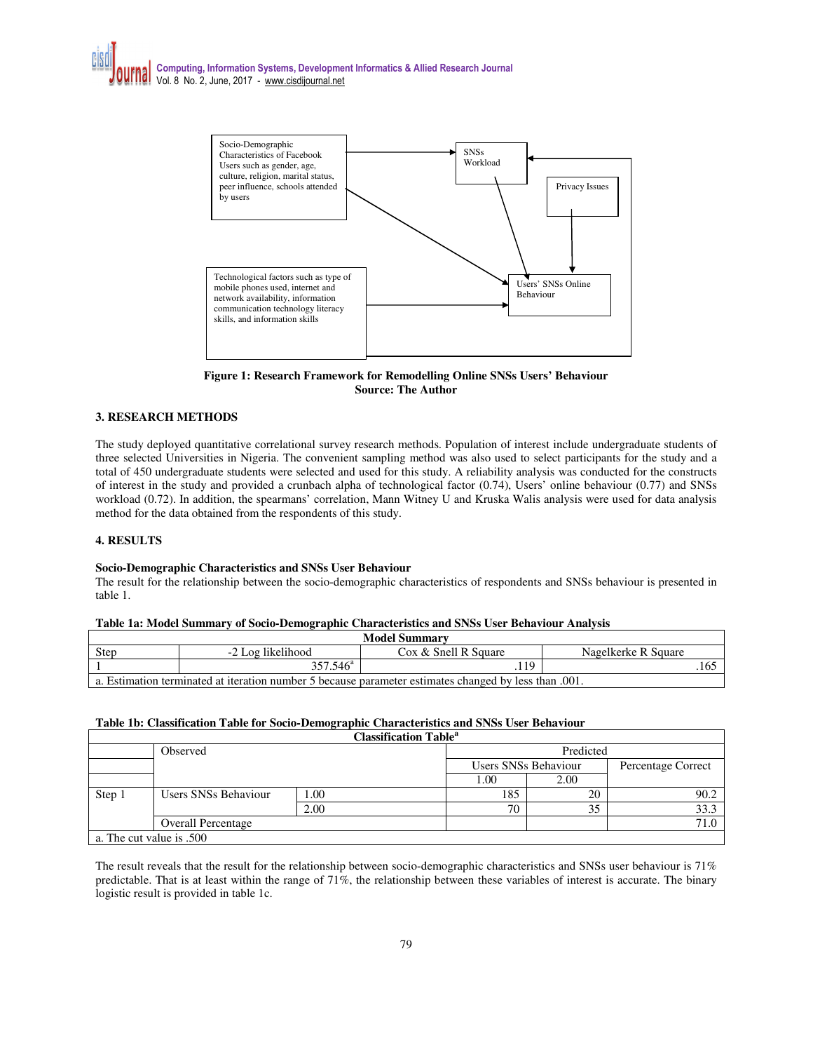Socio-Demographic Characteristics of Facebook Users such as gender, age, culture, religion, marital status, peer influence, schools attended by users

SNSs Workload

Privacy Issues

Users' SNSs Online Behaviour

Technological factors such as type of mobile phones used, internet and network availability, information communication technology literacy skills, and information skills

**Figure 1: Research Framework for Remodelling Online SNSs Users' Behaviour**
**Source: The Author**

## 3. RESEARCH METHODS

The study deployed quantitative correlational survey research methods. Population of interest include undergraduate students of three selected Universities in Nigeria. The convenient sampling method was also used to select participants for the study and a total of 450 undergraduate students were selected and used for this study. A reliability analysis was conducted for the constructs of interest in the study and provided a crunbach alpha of technological factor (0.74), Users' online behaviour (0.77) and SNSs workload (0.72). In addition, the spearmans' correlation, Mann Witney U and Kruska Walis analysis were used for data analysis method for the data obtained from the respondents of this study.

## 4. RESULTS

**Socio-Demographic Characteristics and SNSs User Behaviour**
The result for the relationship between the socio-demographic characteristics of respondents and SNSs behaviour is presented in table 1.

**Table 1a: Model Summary of Socio-Demographic Characteristics and SNSs User Behaviour Analysis**

| Model Summary | | | |
|---|---|---|---|
| Step | -2 Log likelihood | Cox & Snell R Square | Nagelkerke R Square |
| 1 | 357.546[a] | .119 | .165 |
| a. Estimation terminated at iteration number 5 because parameter estimates changed by less than .001. | | | |

**Table 1b: Classification Table for Socio-Demographic Characteristics and SNSs User Behaviour**

| Classification Table[a] | | | | | |
|---|---|---|---|---|---|
| | Observed | | Predicted | | |
| | | | Users SNSs Behaviour | | Percentage Correct |
| | | | 1.00 | 2.00 | |
| Step 1 | Users SNSs Behaviour | 1.00 | 185 | 20 | 90.2 |
| | | 2.00 | 70 | 35 | 33.3 |
| | Overall Percentage | | | | 71.0 |
| a. The cut value is .500 | | | | | |

The result reveals that the result for the relationship between socio-demographic characteristics and SNSs user behaviour is 71% predictable. That is at least within the range of 71%, the relationship between these variables of interest is accurate. The binary logistic result is provided in table 1c.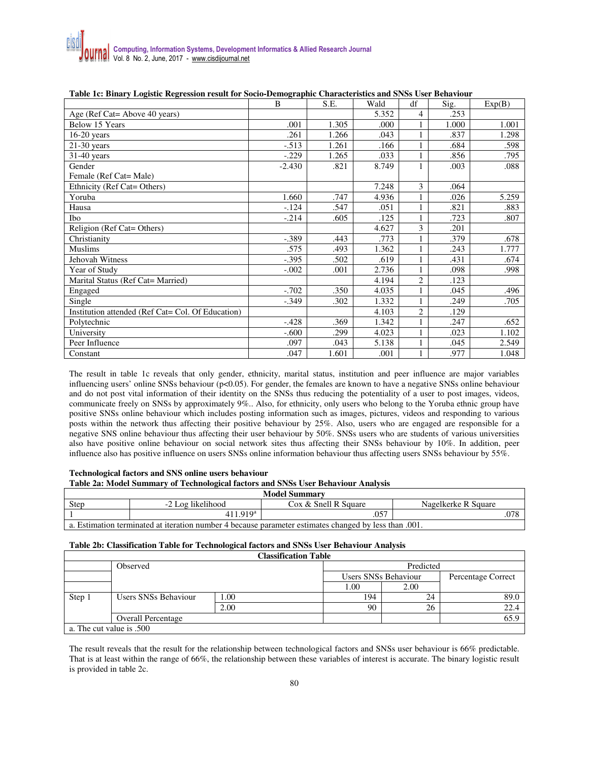**Table 1c: Binary Logistic Regression result for Socio-Demographic Characteristics and SNSs User Behaviour**

| | B | S.E. | Wald | df | Sig. | Exp(B) |
|---|---|---|---|---|---|---|
| Age (Ref Cat= Above 40 years) | | | 5.352 | 4 | .253 | |
| Below 15 Years | .001 | 1.305 | .000 | 1 | 1.000 | 1.001 |
| 16-20 years | .261 | 1.266 | .043 | 1 | .837 | 1.298 |
| 21-30 years | -.513 | 1.261 | .166 | 1 | .684 | .598 |
| 31-40 years | -.229 | 1.265 | .033 | 1 | .856 | .795 |
| Gender<br>Female (Ref Cat= Male) | -2.430 | .821 | 8.749 | 1 | .003 | .088 |
| Ethnicity (Ref Cat= Others) | | | 7.248 | 3 | .064 | |
| Yoruba | 1.660 | .747 | 4.936 | 1 | .026 | 5.259 |
| Hausa | -.124 | .547 | .051 | 1 | .821 | .883 |
| Ibo | -.214 | .605 | .125 | 1 | .723 | .807 |
| Religion (Ref Cat= Others) | | | 4.627 | 3 | .201 | |
| Christianity | -.389 | .443 | .773 | 1 | .379 | .678 |
| Muslims | .575 | .493 | 1.362 | 1 | .243 | 1.777 |
| Jehovah Witness | -.395 | .502 | .619 | 1 | .431 | .674 |
| Year of Study | -.002 | .001 | 2.736 | 1 | .098 | .998 |
| Marital Status (Ref Cat= Married) | | | 4.194 | 2 | .123 | |
| Engaged | -.702 | .350 | 4.035 | 1 | .045 | .496 |
| Single | -.349 | .302 | 1.332 | 1 | .249 | .705 |
| Institution attended (Ref Cat= Col. Of Education) | | | 4.103 | 2 | .129 | |
| Polytechnic | -.428 | .369 | 1.342 | 1 | .247 | .652 |
| University | -.600 | .299 | 4.023 | 1 | .023 | 1.102 |
| Peer Influence | .097 | .043 | 5.138 | 1 | .045 | 2.549 |
| Constant | .047 | 1.601 | .001 | 1 | .977 | 1.048 |

The result in table 1c reveals that only gender, ethnicity, marital status, institution and peer influence are major variables influencing users' online SNSs behaviour ($p<0.05$). For gender, the females are known to have a negative SNSs online behaviour and do not post vital information of their identity on the SNSs thus reducing the potentiality of a user to post images, videos, communicate freely on SNSs by approximately 9%.. Also, for ethnicity, only users who belong to the Yoruba ethnic group have positive SNSs online behaviour which includes posting information such as images, pictures, videos and responding to various posts within the network thus affecting their positive behaviour by 25%. Also, users who are engaged are responsible for a negative SNS online behaviour thus affecting their user behaviour by 50%. SNSs users who are students of various universities also have positive online behaviour on social network sites thus affecting their SNSs behaviour by 10%. In addition, peer influence also has positive influence on users SNSs online information behaviour thus affecting users SNSs behaviour by 55%.

**Technological factors and SNS online users behaviour**

**Table 2a: Model Summary of Technological factors and SNSs User Behaviour Analysis**

| Model Summary | | | |
|---|---|---|---|
| Step | -2 Log likelihood | Cox & Snell R Square | Nagelkerke R Square |
| 1 | 411.919[a] | .057 | .078 |
| a. Estimation terminated at iteration number 4 because parameter estimates changed by less than .001. | | | |

**Table 2b: Classification Table for Technological factors and SNSs User Behaviour Analysis**

| Classification Table | | | | | |
|---|---|---|---|---|---|
| | Observed | | Predicted | | |
| | | | Users SNSs Behaviour | | Percentage Correct |
| | | | 1.00 | 2.00 | |
| Step 1 | Users SNSs Behaviour | 1.00 | 194 | 24 | 89.0 |
| | | 2.00 | 90 | 26 | 22.4 |
| | Overall Percentage | | | | 65.9 |
| a. The cut value is .500 | | | | | |

The result reveals that the result for the relationship between technological factors and SNSs user behaviour is 66% predictable. That is at least within the range of 66%, the relationship between these variables of interest is accurate. The binary logistic result is provided in table 2c.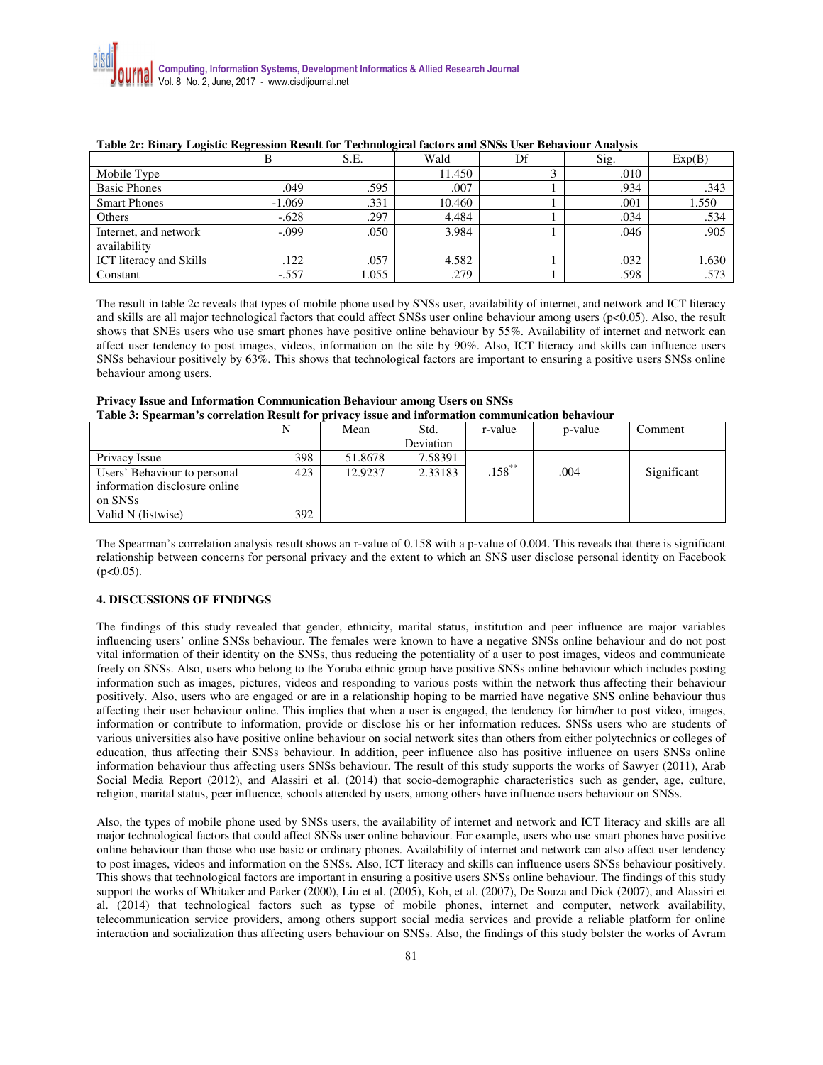**Table 2c: Binary Logistic Regression Result for Technological factors and SNSs User Behaviour Analysis**

| | B | S.E. | Wald | Df | Sig. | Exp(B) |
|---|---|---|---|---|---|---|
| Mobile Type | | | 11.450 | 3 | .010 | |
| Basic Phones | .049 | .595 | .007 | 1 | .934 | .343 |
| Smart Phones | -1.069 | .331 | 10.460 | 1 | .001 | 1.550 |
| Others | -.628 | .297 | 4.484 | 1 | .034 | .534 |
| Internet, and network availability | -.099 | .050 | 3.984 | 1 | .046 | .905 |
| ICT literacy and Skills | .122 | .057 | 4.582 | 1 | .032 | 1.630 |
| Constant | -.557 | 1.055 | .279 | 1 | .598 | .573 |

The result in table 2c reveals that types of mobile phone used by SNSs user, availability of internet, and network and ICT literacy and skills are all major technological factors that could affect SNSs user online behaviour among users ($p<0.05$). Also, the result shows that SNEs users who use smart phones have positive online behaviour by 55%. Availability of internet and network can affect user tendency to post images, videos, information on the site by 90%. Also, ICT literacy and skills can influence users SNSs behaviour positively by 63%. This shows that technological factors are important to ensuring a positive users SNSs online behaviour among users.

**Privacy Issue and Information Communication Behaviour among Users on SNSs**

**Table 3: Spearman's correlation Result for privacy issue and information communication behaviour**

| | N | Mean | Std. Deviation | r-value | p-value | Comment |
|---|---|---|---|---|---|---|
| Privacy Issue | 398 | 51.8678 | 7.58391 | .158** | .004 | Significant |
| Users' Behaviour to personal information disclosure online on SNSs | 423 | 12.9237 | 2.33183 | | | |
| Valid N (listwise) | 392 | | | | | |

The Spearman's correlation analysis result shows an r-value of 0.158 with a p-value of 0.004. This reveals that there is significant relationship between concerns for personal privacy and the extent to which an SNS user disclose personal identity on Facebook ($p<0.05$).

## 4. DISCUSSIONS OF FINDINGS

The findings of this study revealed that gender, ethnicity, marital status, institution and peer influence are major variables influencing users' online SNSs behaviour. The females were known to have a negative SNSs online behaviour and do not post vital information of their identity on the SNSs, thus reducing the potentiality of a user to post images, videos and communicate freely on SNSs. Also, users who belong to the Yoruba ethnic group have positive SNSs online behaviour which includes posting information such as images, pictures, videos and responding to various posts within the network thus affecting their behaviour positively. Also, users who are engaged or are in a relationship hoping to be married have negative SNS online behaviour thus affecting their user behaviour online. This implies that when a user is engaged, the tendency for him/her to post video, images, information or contribute to information, provide or disclose his or her information reduces. SNSs users who are students of various universities also have positive online behaviour on social network sites than others from either polytechnics or colleges of education, thus affecting their SNSs behaviour. In addition, peer influence also has positive influence on users SNSs online information behaviour thus affecting users SNSs behaviour. The result of this study supports the works of Sawyer (2011), Arab Social Media Report (2012), and Alassiri et al. (2014) that socio-demographic characteristics such as gender, age, culture, religion, marital status, peer influence, schools attended by users, among others have influence users behaviour on SNSs.

Also, the types of mobile phone used by SNSs users, the availability of internet and network and ICT literacy and skills are all major technological factors that could affect SNSs user online behaviour. For example, users who use smart phones have positive online behaviour than those who use basic or ordinary phones. Availability of internet and network can also affect user tendency to post images, videos and information on the SNSs. Also, ICT literacy and skills can influence users SNSs behaviour positively. This shows that technological factors are important in ensuring a positive users SNSs online behaviour. The findings of this study support the works of Whitaker and Parker (2000), Liu et al. (2005), Koh, et al. (2007), De Souza and Dick (2007), and Alassiri et al. (2014) that technological factors such as typse of mobile phones, internet and computer, network availability, telecommunication service providers, among others support social media services and provide a reliable platform for online interaction and socialization thus affecting users behaviour on SNSs. Also, the findings of this study bolster the works of Avram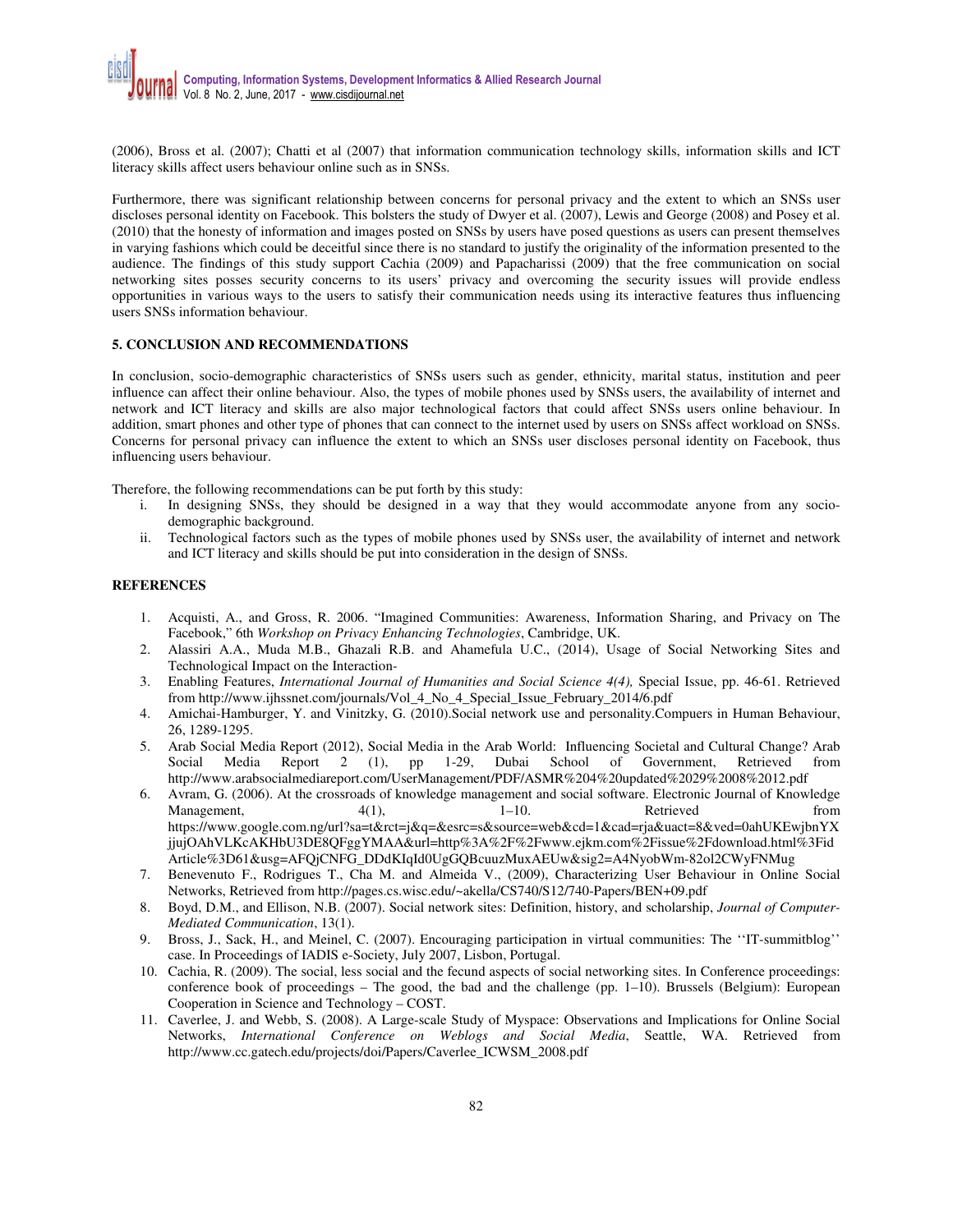(2006), Bross et al. (2007); Chatti et al (2007) that information communication technology skills, information skills and ICT literacy skills affect users behaviour online such as in SNSs.

Furthermore, there was significant relationship between concerns for personal privacy and the extent to which an SNSs user discloses personal identity on Facebook. This bolsters the study of Dwyer et al. (2007), Lewis and George (2008) and Posey et al. (2010) that the honesty of information and images posted on SNSs by users have posed questions as users can present themselves in varying fashions which could be deceitful since there is no standard to justify the originality of the information presented to the audience. The findings of this study support Cachia (2009) and Papacharissi (2009) that the free communication on social networking sites posses security concerns to its users' privacy and overcoming the security issues will provide endless opportunities in various ways to the users to satisfy their communication needs using its interactive features thus influencing users SNSs information behaviour.

## 5. CONCLUSION AND RECOMMENDATIONS

In conclusion, socio-demographic characteristics of SNSs users such as gender, ethnicity, marital status, institution and peer influence can affect their online behaviour. Also, the types of mobile phones used by SNSs users, the availability of internet and network and ICT literacy and skills are also major technological factors that could affect SNSs users online behaviour. In addition, smart phones and other type of phones that can connect to the internet used by users on SNSs affect workload on SNSs. Concerns for personal privacy can influence the extent to which an SNSs user discloses personal identity on Facebook, thus influencing users behaviour.

Therefore, the following recommendations can be put forth by this study:

i. In designing SNSs, they should be designed in a way that they would accommodate anyone from any socio-demographic background.
ii. Technological factors such as the types of mobile phones used by SNSs user, the availability of internet and network and ICT literacy and skills should be put into consideration in the design of SNSs.

## REFERENCES

1. Acquisti, A., and Gross, R. 2006. "Imagined Communities: Awareness, Information Sharing, and Privacy on The Facebook," 6th *Workshop on Privacy Enhancing Technologies*, Cambridge, UK.
2. Alassiri A.A., Muda M.B., Ghazali R.B. and Ahamefula U.C., (2014), Usage of Social Networking Sites and Technological Impact on the Interaction-
3. Enabling Features, *International Journal of Humanities and Social Science 4(4),* Special Issue, pp. 46-61. Retrieved from http://www.ijhssnet.com/journals/Vol_4_No_4_Special_Issue_February_2014/6.pdf
4. Amichai-Hamburger, Y. and Vinitzky, G. (2010).Social network use and personality.Compuers in Human Behaviour, 26, 1289-1295.
5. Arab Social Media Report (2012), Social Media in the Arab World: Influencing Societal and Cultural Change? Arab Social Media Report 2 (1), pp 1-29, Dubai School of Government, Retrieved from http://www.arabsocialmediareport.com/UserManagement/PDF/ASMR%204%20updated%2029%2008%2012.pdf
6. Avram, G. (2006). At the crossroads of knowledge management and social software. Electronic Journal of Knowledge Management, 4(1), 1–10. Retrieved from https://www.google.com.ng/url?sa=t&rct=j&q=&esrc=s&source=web&cd=1&cad=rja&uact=8&ved=0ahUKEwjbnYXjjujOAhVLKcAKHbU3DE8QFggYMAA&url=http%3A%2F%2Fwww.ejkm.com%2Fissue%2Fdownload.html%3FidArticle%3D61&usg=AFQjCNFG_DDdKIqId0UgGQBcuuzMuxAEUw&sig2=A4NyobWm-82ol2CWyFNMug
7. Benevenuto F., Rodrigues T., Cha M. and Almeida V., (2009), Characterizing User Behaviour in Online Social Networks, Retrieved from http://pages.cs.wisc.edu/~akella/CS740/S12/740-Papers/BEN+09.pdf
8. Boyd, D.M., and Ellison, N.B. (2007). Social network sites: Definition, history, and scholarship, *Journal of Computer-Mediated Communication*, 13(1).
9. Bross, J., Sack, H., and Meinel, C. (2007). Encouraging participation in virtual communities: The ''IT-summitblog'' case. In Proceedings of IADIS e-Society, July 2007, Lisbon, Portugal.
10. Cachia, R. (2009). The social, less social and the fecund aspects of social networking sites. In Conference proceedings: conference book of proceedings – The good, the bad and the challenge (pp. 1–10). Brussels (Belgium): European Cooperation in Science and Technology – COST.
11. Caverlee, J. and Webb, S. (2008). A Large-scale Study of Myspace: Observations and Implications for Online Social Networks, *International Conference on Weblogs and Social Media*, Seattle, WA. Retrieved from http://www.cc.gatech.edu/projects/doi/Papers/Caverlee_ICWSM_2008.pdf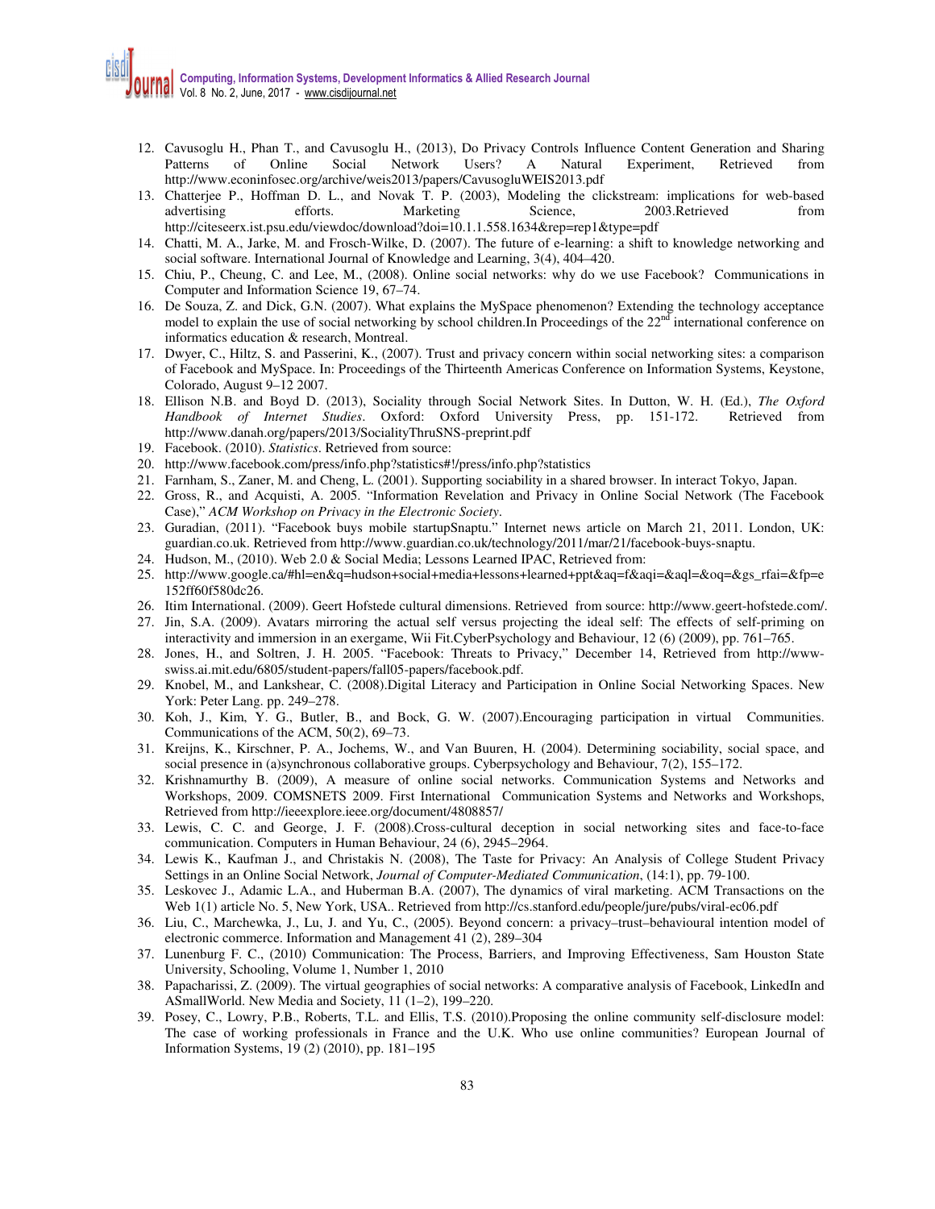12. Cavusoglu H., Phan T., and Cavusoglu H., (2013), Do Privacy Controls Influence Content Generation and Sharing Patterns of Online Social Network Users? A Natural Experiment, Retrieved from http://www.econinfosec.org/archive/weis2013/papers/CavusogluWEIS2013.pdf
13. Chatterjee P., Hoffman D. L., and Novak T. P. (2003), Modeling the clickstream: implications for web-based advertising efforts. Marketing Science, 2003.Retrieved from http://citeseerx.ist.psu.edu/viewdoc/download?doi=10.1.1.558.1634&rep=rep1&type=pdf
14. Chatti, M. A., Jarke, M. and Frosch-Wilke, D. (2007). The future of e-learning: a shift to knowledge networking and social software. International Journal of Knowledge and Learning, 3(4), 404–420.
15. Chiu, P., Cheung, C. and Lee, M., (2008). Online social networks: why do we use Facebook? Communications in Computer and Information Science 19, 67–74.
16. De Souza, Z. and Dick, G.N. (2007). What explains the MySpace phenomenon? Extending the technology acceptance model to explain the use of social networking by school children.In Proceedings of the 22nd international conference on informatics education & research, Montreal.
17. Dwyer, C., Hiltz, S. and Passerini, K., (2007). Trust and privacy concern within social networking sites: a comparison of Facebook and MySpace. In: Proceedings of the Thirteenth Americas Conference on Information Systems, Keystone, Colorado, August 9–12 2007.
18. Ellison N.B. and Boyd D. (2013), Sociality through Social Network Sites. In Dutton, W. H. (Ed.), *The Oxford Handbook of Internet Studies*. Oxford: Oxford University Press, pp. 151-172. Retrieved from http://www.danah.org/papers/2013/SocialityThruSNS-preprint.pdf
19. Facebook. (2010). *Statistics*. Retrieved from source:
20. http://www.facebook.com/press/info.php?statistics#!/press/info.php?statistics
21. Farnham, S., Zaner, M. and Cheng, L. (2001). Supporting sociability in a shared browser. In interact Tokyo, Japan.
22. Gross, R., and Acquisti, A. 2005. "Information Revelation and Privacy in Online Social Network (The Facebook Case)," *ACM Workshop on Privacy in the Electronic Society*.
23. Guradian, (2011). "Facebook buys mobile startupSnaptu." Internet news article on March 21, 2011. London, UK: guardian.co.uk. Retrieved from http://www.guardian.co.uk/technology/2011/mar/21/facebook-buys-snaptu.
24. Hudson, M., (2010). Web 2.0 & Social Media; Lessons Learned IPAC, Retrieved from:
25. http://www.google.ca/#hl=en&q=hudson+social+media+lessons+learned+ppt&aq=f&aqi=&aql=&oq=&gs_rfai=&fp=e152ff60f580dc26.
26. Itim International. (2009). Geert Hofstede cultural dimensions. Retrieved from source: http://www.geert-hofstede.com/.
27. Jin, S.A. (2009). Avatars mirroring the actual self versus projecting the ideal self: The effects of self-priming on interactivity and immersion in an exergame, Wii Fit.CyberPsychology and Behaviour, 12 (6) (2009), pp. 761–765.
28. Jones, H., and Soltren, J. H. 2005. "Facebook: Threats to Privacy," December 14, Retrieved from http://www-swiss.ai.mit.edu/6805/student-papers/fall05-papers/facebook.pdf.
29. Knobel, M., and Lankshear, C. (2008).Digital Literacy and Participation in Online Social Networking Spaces. New York: Peter Lang. pp. 249–278.
30. Koh, J., Kim, Y. G., Butler, B., and Bock, G. W. (2007).Encouraging participation in virtual Communities. Communications of the ACM, 50(2), 69–73.
31. Kreijns, K., Kirschner, P. A., Jochems, W., and Van Buuren, H. (2004). Determining sociability, social space, and social presence in (a)synchronous collaborative groups. Cyberpsychology and Behaviour, 7(2), 155–172.
32. Krishnamurthy B. (2009), A measure of online social networks. Communication Systems and Networks and Workshops, 2009. COMSNETS 2009. First International Communication Systems and Networks and Workshops, Retrieved from http://ieeexplore.ieee.org/document/4808857/
33. Lewis, C. C. and George, J. F. (2008).Cross-cultural deception in social networking sites and face-to-face communication. Computers in Human Behaviour, 24 (6), 2945–2964.
34. Lewis K., Kaufman J., and Christakis N. (2008), The Taste for Privacy: An Analysis of College Student Privacy Settings in an Online Social Network, *Journal of Computer-Mediated Communication*, (14:1), pp. 79-100.
35. Leskovec J., Adamic L.A., and Huberman B.A. (2007), The dynamics of viral marketing. ACM Transactions on the Web 1(1) article No. 5, New York, USA.. Retrieved from http://cs.stanford.edu/people/jure/pubs/viral-ec06.pdf
36. Liu, C., Marchewka, J., Lu, J. and Yu, C., (2005). Beyond concern: a privacy–trust–behavioural intention model of electronic commerce. Information and Management 41 (2), 289–304
37. Lunenburg F. C., (2010) Communication: The Process, Barriers, and Improving Effectiveness, Sam Houston State University, Schooling, Volume 1, Number 1, 2010
38. Papacharissi, Z. (2009). The virtual geographies of social networks: A comparative analysis of Facebook, LinkedIn and ASmallWorld. New Media and Society, 11 (1–2), 199–220.
39. Posey, C., Lowry, P.B., Roberts, T.L. and Ellis, T.S. (2010).Proposing the online community self-disclosure model: The case of working professionals in France and the U.K. Who use online communities? European Journal of Information Systems, 19 (2) (2010), pp. 181–195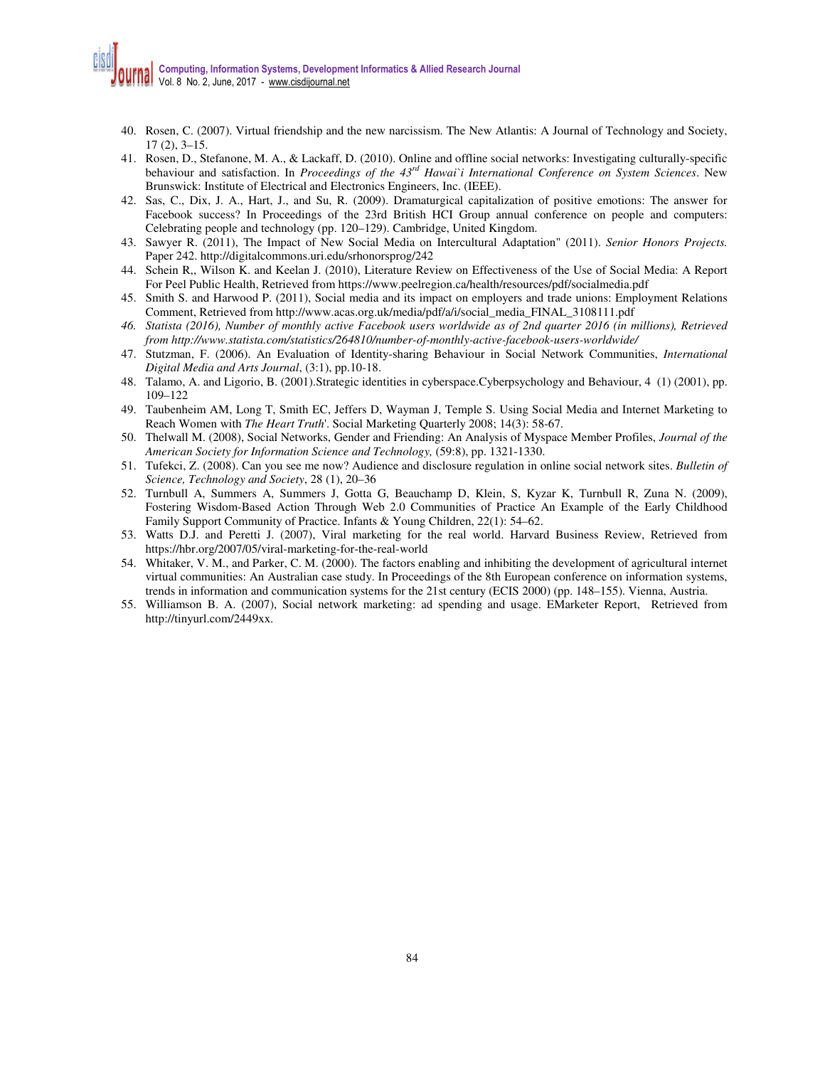40. Rosen, C. (2007). Virtual friendship and the new narcissism. The New Atlantis: A Journal of Technology and Society, 17 (2), 3–15.
41. Rosen, D., Stefanone, M. A., & Lackaff, D. (2010). Online and offline social networks: Investigating culturally-specific behaviour and satisfaction. In *Proceedings of the 43rd Hawai`i International Conference on System Sciences*. New Brunswick: Institute of Electrical and Electronics Engineers, Inc. (IEEE).
42. Sas, C., Dix, J. A., Hart, J., and Su, R. (2009). Dramaturgical capitalization of positive emotions: The answer for Facebook success? In Proceedings of the 23rd British HCI Group annual conference on people and computers: Celebrating people and technology (pp. 120–129). Cambridge, United Kingdom.
43. Sawyer R. (2011), The Impact of New Social Media on Intercultural Adaptation" (2011). *Senior Honors Projects.* Paper 242. http://digitalcommons.uri.edu/srhonorsprog/242
44. Schein R,, Wilson K. and Keelan J. (2010), Literature Review on Effectiveness of the Use of Social Media: A Report For Peel Public Health, Retrieved from https://www.peelregion.ca/health/resources/pdf/socialmedia.pdf
45. Smith S. and Harwood P. (2011), Social media and its impact on employers and trade unions: Employment Relations Comment, Retrieved from http://www.acas.org.uk/media/pdf/a/i/social_media_FINAL_3108111.pdf
46. *Statista (2016), Number of monthly active Facebook users worldwide as of 2nd quarter 2016 (in millions), Retrieved from http://www.statista.com/statistics/264810/number-of-monthly-active-facebook-users-worldwide/*
47. Stutzman, F. (2006). An Evaluation of Identity-sharing Behaviour in Social Network Communities, *International Digital Media and Arts Journal*, (3:1), pp.10-18.
48. Talamo, A. and Ligorio, B. (2001).Strategic identities in cyberspace.Cyberpsychology and Behaviour, 4 (1) (2001), pp. 109–122
49. Taubenheim AM, Long T, Smith EC, Jeffers D, Wayman J, Temple S. Using Social Media and Internet Marketing to Reach Women with *The Heart Truth*'. Social Marketing Quarterly 2008; 14(3): 58-67.
50. Thelwall M. (2008), Social Networks, Gender and Friending: An Analysis of Myspace Member Profiles, *Journal of the American Society for Information Science and Technology,* (59:8), pp. 1321-1330.
51. Tufekci, Z. (2008). Can you see me now? Audience and disclosure regulation in online social network sites. *Bulletin of Science, Technology and Society*, 28 (1), 20–36
52. Turnbull A, Summers A, Summers J, Gotta G, Beauchamp D, Klein, S, Kyzar K, Turnbull R, Zuna N. (2009), Fostering Wisdom-Based Action Through Web 2.0 Communities of Practice An Example of the Early Childhood Family Support Community of Practice. Infants & Young Children, 22(1): 54–62.
53. Watts D.J. and Peretti J. (2007), Viral marketing for the real world. Harvard Business Review, Retrieved from https://hbr.org/2007/05/viral-marketing-for-the-real-world
54. Whitaker, V. M., and Parker, C. M. (2000). The factors enabling and inhibiting the development of agricultural internet virtual communities: An Australian case study. In Proceedings of the 8th European conference on information systems, trends in information and communication systems for the 21st century (ECIS 2000) (pp. 148–155). Vienna, Austria.
55. Williamson B. A. (2007), Social network marketing: ad spending and usage. EMarketer Report, Retrieved from http://tinyurl.com/2449xx.